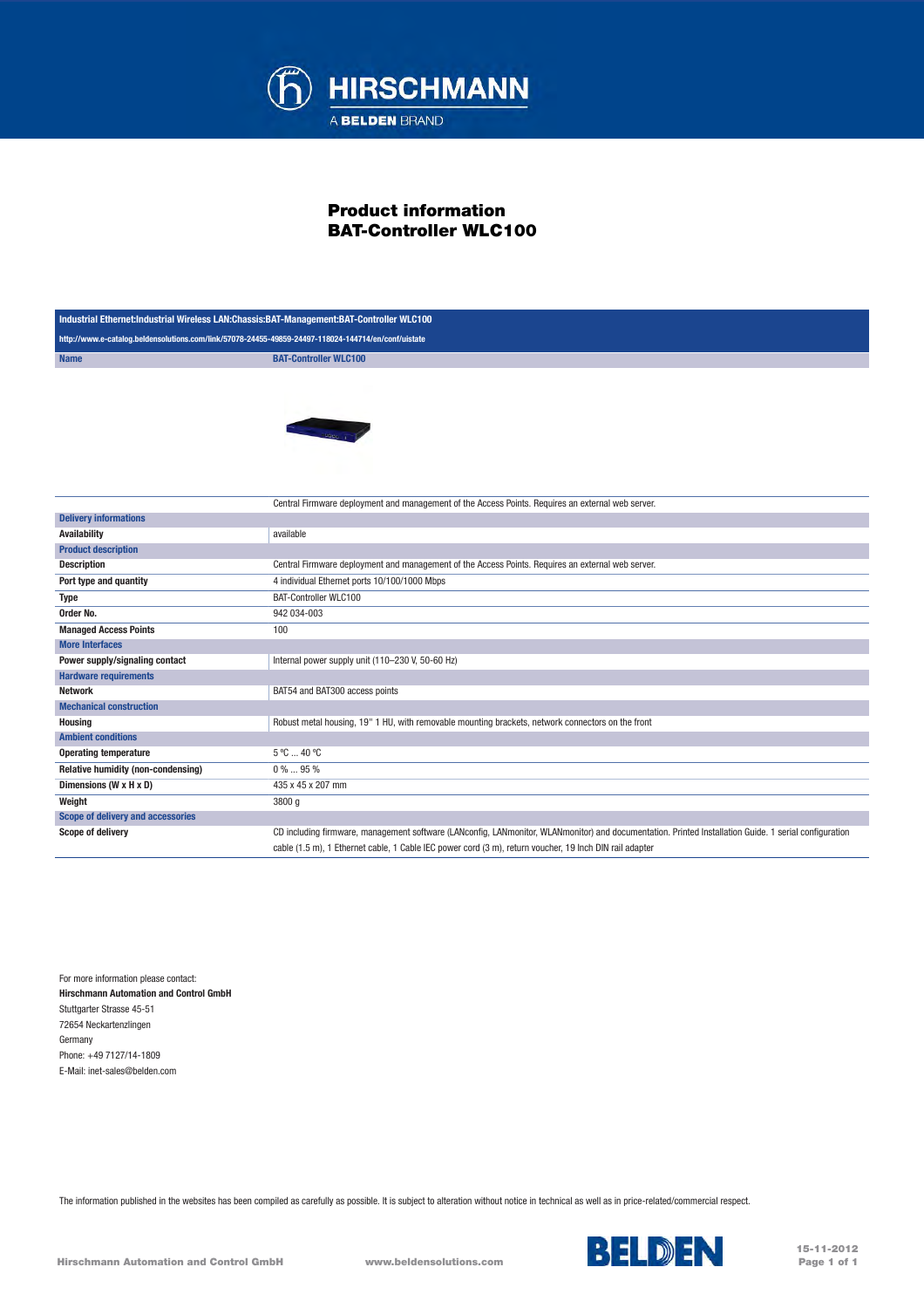# Product information
# BAT-Controller WLC100

| Industrial Ethernet:Industrial Wireless LAN:Chassis:BAT-Management:BAT-Controller WLC100 | |
|---|---|
| http://www.e-catalog.beldensolutions.com/link/57078-24455-49859-24497-118024-144714/en/conf/uistate | |
| **Name** | **BAT-Controller WLC100** |
| | Central Firmware deployment and management of the Access Points. Requires an external web server. |
| **Delivery informations** | |
| **Availability** | available |
| **Product description** | |
| **Description** | Central Firmware deployment and management of the Access Points. Requires an external web server. |
| **Port type and quantity** | 4 individual Ethernet ports 10/100/1000 Mbps |
| **Type** | BAT-Controller WLC100 |
| **Order No.** | 942 034-003 |
| **Managed Access Points** | 100 |
| **More Interfaces** | |
| **Power supply/signaling contact** | Internal power supply unit (110–230 V, 50-60 Hz) |
| **Hardware requirements** | |
| **Network** | BAT54 and BAT300 access points |
| **Mechanical construction** | |
| **Housing** | Robust metal housing, 19" 1 HU, with removable mounting brackets, network connectors on the front |
| **Ambient conditions** | |
| **Operating temperature** | 5 °C ... 40 °C |
| **Relative humidity (non-condensing)** | 0 % ... 95 % |
| **Dimensions (W x H x D)** | 435 x 45 x 207 mm |
| **Weight** | 3800 g |
| **Scope of delivery and accessories** | |
| **Scope of delivery** | CD including firmware, management software (LANconfig, LANmonitor, WLANmonitor) and documentation. Printed Installation Guide. 1 serial configuration cable (1.5 m), 1 Ethernet cable, 1 Cable IEC power cord (3 m), return voucher, 19 Inch DIN rail adapter |

For more information please contact:
**Hirschmann Automation and Control GmbH**
Stuttgarter Strasse 45-51
72654 Neckartenzlingen
Germany
Phone: +49 7127/14-1809
E-Mail: inet-sales@belden.com

The information published in the websites has been compiled as carefully as possible. It is subject to alteration without notice in technical as well as in price-related/commercial respect.

Hirschmann Automation and Control GmbH www.beldensolutions.com

15-11-2012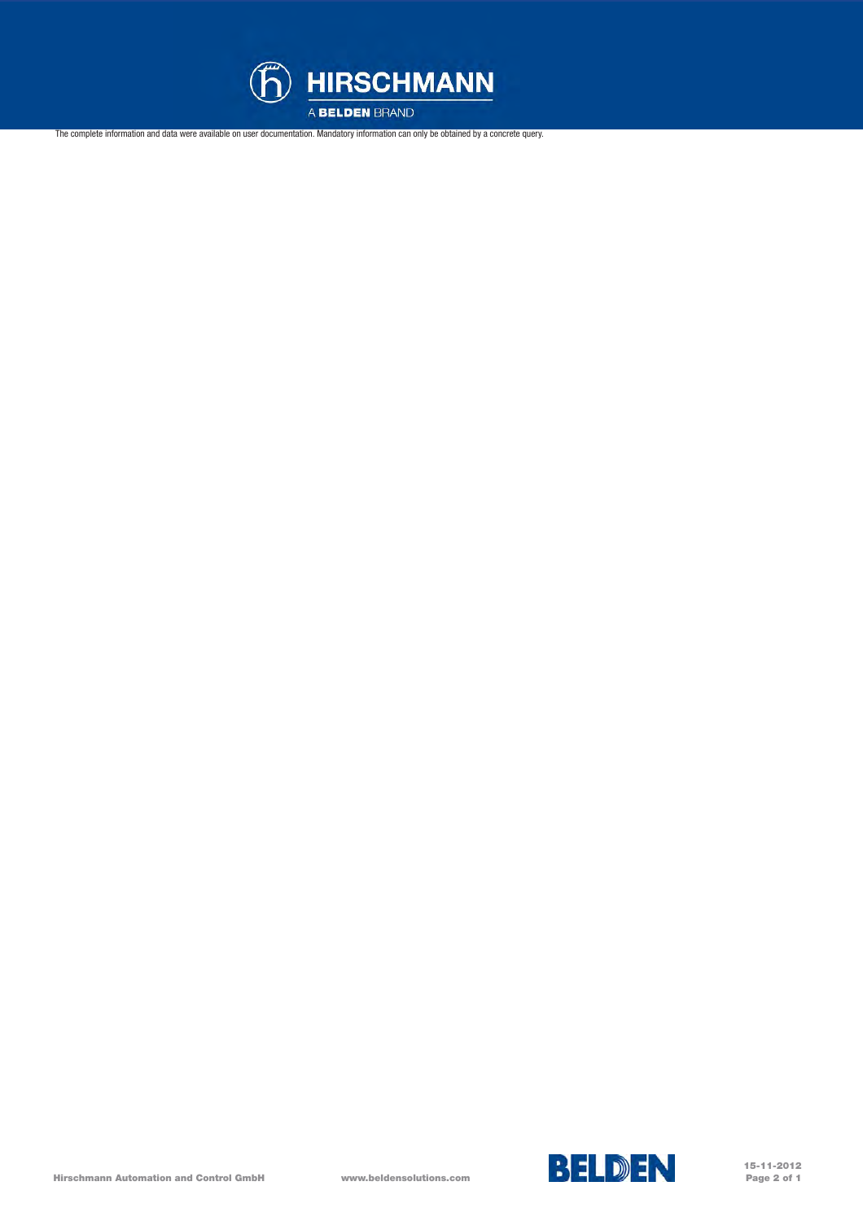The complete information and data were available on user documentation. Mandatory information can only be obtained by a concrete query.